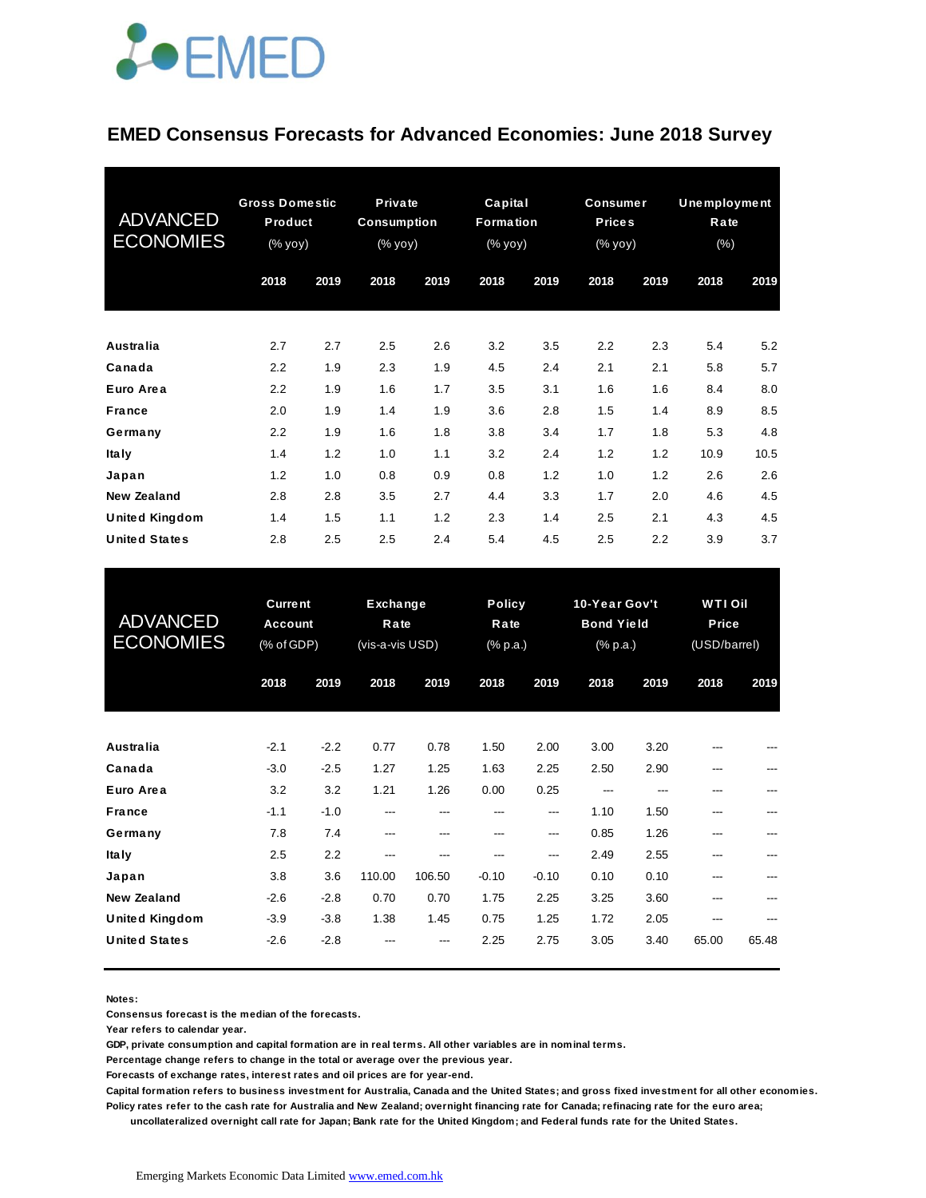EMED

# EMED Consensus Forecasts for Advanced Economies: June 2018 Survey

| ADVANCED ECONOMIES | Gross Domestic Product (% yoy) | | Private Consumption (% yoy) | | Capital Formation (% yoy) | | Consumer Prices (% yoy) | | Unemployment Rate (%) | |
|---|---|---|---|---|---|---|---|---|---|---|
| | 2018 | 2019 | 2018 | 2019 | 2018 | 2019 | 2018 | 2019 | 2018 | 2019 |
| **Australia** | 2.7 | 2.7 | 2.5 | 2.6 | 3.2 | 3.5 | 2.2 | 2.3 | 5.4 | 5.2 |
| **Canada** | 2.2 | 1.9 | 2.3 | 1.9 | 4.5 | 2.4 | 2.1 | 2.1 | 5.8 | 5.7 |
| **Euro Area** | 2.2 | 1.9 | 1.6 | 1.7 | 3.5 | 3.1 | 1.6 | 1.6 | 8.4 | 8.0 |
| **France** | 2.0 | 1.9 | 1.4 | 1.9 | 3.6 | 2.8 | 1.5 | 1.4 | 8.9 | 8.5 |
| **Germany** | 2.2 | 1.9 | 1.6 | 1.8 | 3.8 | 3.4 | 1.7 | 1.8 | 5.3 | 4.8 |
| **Italy** | 1.4 | 1.2 | 1.0 | 1.1 | 3.2 | 2.4 | 1.2 | 1.2 | 10.9 | 10.5 |
| **Japan** | 1.2 | 1.0 | 0.8 | 0.9 | 0.8 | 1.2 | 1.0 | 1.2 | 2.6 | 2.6 |
| **New Zealand** | 2.8 | 2.8 | 3.5 | 2.7 | 4.4 | 3.3 | 1.7 | 2.0 | 4.6 | 4.5 |
| **United Kingdom** | 1.4 | 1.5 | 1.1 | 1.2 | 2.3 | 1.4 | 2.5 | 2.1 | 4.3 | 4.5 |
| **United States** | 2.8 | 2.5 | 2.5 | 2.4 | 5.4 | 4.5 | 2.5 | 2.2 | 3.9 | 3.7 |

| ADVANCED ECONOMIES | Current Account (% of GDP) | | Exchange Rate (vis-a-vis USD) | | Policy Rate (% p.a.) | | 10-Year Gov't Bond Yield (% p.a.) | | WTI Oil Price (USD/barrel) | |
|---|---|---|---|---|---|---|---|---|---|---|
| | 2018 | 2019 | 2018 | 2019 | 2018 | 2019 | 2018 | 2019 | 2018 | 2019 |
| **Australia** | -2.1 | -2.2 | 0.77 | 0.78 | 1.50 | 2.00 | 3.00 | 3.20 | --- | --- |
| **Canada** | -3.0 | -2.5 | 1.27 | 1.25 | 1.63 | 2.25 | 2.50 | 2.90 | --- | --- |
| **Euro Area** | 3.2 | 3.2 | 1.21 | 1.26 | 0.00 | 0.25 | --- | --- | --- | --- |
| **France** | -1.1 | -1.0 | --- | --- | --- | --- | 1.10 | 1.50 | --- | --- |
| **Germany** | 7.8 | 7.4 | --- | --- | --- | --- | 0.85 | 1.26 | --- | --- |
| **Italy** | 2.5 | 2.2 | --- | --- | --- | --- | 2.49 | 2.55 | --- | --- |
| **Japan** | 3.8 | 3.6 | 110.00 | 106.50 | -0.10 | -0.10 | 0.10 | 0.10 | --- | --- |
| **New Zealand** | -2.6 | -2.8 | 0.70 | 0.70 | 1.75 | 2.25 | 3.25 | 3.60 | --- | --- |
| **United Kingdom** | -3.9 | -3.8 | 1.38 | 1.45 | 0.75 | 1.25 | 1.72 | 2.05 | --- | --- |
| **United States** | -2.6 | -2.8 | --- | --- | 2.25 | 2.75 | 3.05 | 3.40 | 65.00 | 65.48 |

**Notes:**

**Consensus forecast is the median of the forecasts.**

**Year refers to calendar year.**

**GDP, private consumption and capital formation are in real terms. All other variables are in nominal terms.**

**Percentage change refers to change in the total or average over the previous year.**

**Forecasts of exchange rates, interest rates and oil prices are for year-end.**

**Capital formation refers to business investment for Australia, Canada and the United States; and gross fixed investment for all other economies.**

**Policy rates refer to the cash rate for Australia and New Zealand; overnight financing rate for Canada; refinacing rate for the euro area; uncollateralized overnight call rate for Japan; Bank rate for the United Kingdom; and Federal funds rate for the United States.**

Emerging Markets Economic Data Limited www.emed.com.hk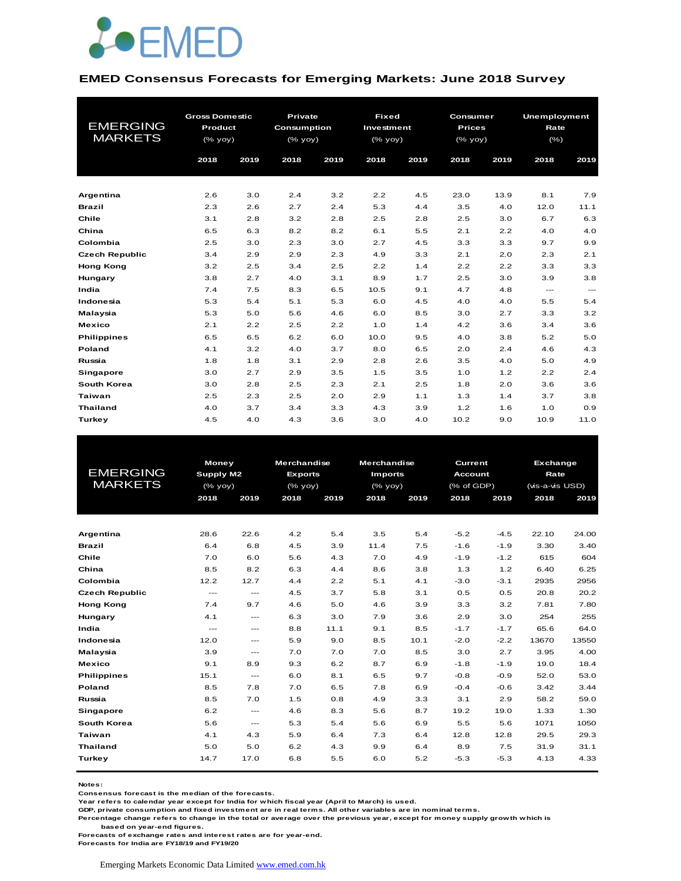# EMED

## EMED Consensus Forecasts for Emerging Markets: June 2018 Survey

| EMERGING MARKETS | Gross Domestic Product (% yoy) | | Private Consumption (% yoy) | | Fixed Investment (% yoy) | | Consumer Prices (% yoy) | | Unemployment Rate (%) | |
|---|---|---|---|---|---|---|---|---|---|---|
| | 2018 | 2019 | 2018 | 2019 | 2018 | 2019 | 2018 | 2019 | 2018 | 2019 |
| **Argentina** | 2.6 | 3.0 | 2.4 | 3.2 | 2.2 | 4.5 | 23.0 | 13.9 | 8.1 | 7.9 |
| **Brazil** | 2.3 | 2.6 | 2.7 | 2.4 | 5.3 | 4.4 | 3.5 | 4.0 | 12.0 | 11.1 |
| **Chile** | 3.1 | 2.8 | 3.2 | 2.8 | 2.5 | 2.8 | 2.5 | 3.0 | 6.7 | 6.3 |
| **China** | 6.5 | 6.3 | 8.2 | 8.2 | 6.1 | 5.5 | 2.1 | 2.2 | 4.0 | 4.0 |
| **Colombia** | 2.5 | 3.0 | 2.3 | 3.0 | 2.7 | 4.5 | 3.3 | 3.3 | 9.7 | 9.9 |
| **Czech Republic** | 3.4 | 2.9 | 2.9 | 2.3 | 4.9 | 3.3 | 2.1 | 2.0 | 2.3 | 2.1 |
| **Hong Kong** | 3.2 | 2.5 | 3.4 | 2.5 | 2.2 | 1.4 | 2.2 | 2.2 | 3.3 | 3.3 |
| **Hungary** | 3.8 | 2.7 | 4.0 | 3.1 | 8.9 | 1.7 | 2.5 | 3.0 | 3.9 | 3.8 |
| **India** | 7.4 | 7.5 | 8.3 | 6.5 | 10.5 | 9.1 | 4.7 | 4.8 | --- | --- |
| **Indonesia** | 5.3 | 5.4 | 5.1 | 5.3 | 6.0 | 4.5 | 4.0 | 4.0 | 5.5 | 5.4 |
| **Malaysia** | 5.3 | 5.0 | 5.6 | 4.6 | 6.0 | 8.5 | 3.0 | 2.7 | 3.3 | 3.2 |
| **Mexico** | 2.1 | 2.2 | 2.5 | 2.2 | 1.0 | 1.4 | 4.2 | 3.6 | 3.4 | 3.6 |
| **Philippines** | 6.5 | 6.5 | 6.2 | 6.0 | 10.0 | 9.5 | 4.0 | 3.8 | 5.2 | 5.0 |
| **Poland** | 4.1 | 3.2 | 4.0 | 3.7 | 8.0 | 6.5 | 2.0 | 2.4 | 4.6 | 4.3 |
| **Russia** | 1.8 | 1.8 | 3.1 | 2.9 | 2.8 | 2.6 | 3.5 | 4.0 | 5.0 | 4.9 |
| **Singapore** | 3.0 | 2.7 | 2.9 | 3.5 | 1.5 | 3.5 | 1.0 | 1.2 | 2.2 | 2.4 |
| **South Korea** | 3.0 | 2.8 | 2.5 | 2.3 | 2.1 | 2.5 | 1.8 | 2.0 | 3.6 | 3.6 |
| **Taiwan** | 2.5 | 2.3 | 2.5 | 2.0 | 2.9 | 1.1 | 1.3 | 1.4 | 3.7 | 3.8 |
| **Thailand** | 4.0 | 3.7 | 3.4 | 3.3 | 4.3 | 3.9 | 1.2 | 1.6 | 1.0 | 0.9 |
| **Turkey** | 4.5 | 4.0 | 4.3 | 3.6 | 3.0 | 4.0 | 10.2 | 9.0 | 10.9 | 11.0 |

| EMERGING MARKETS | Money Supply M2 (% yoy) | | Merchandise Exports (% yoy) | | Merchandise Imports (% yoy) | | Current Account (% of GDP) | | Exchange Rate (vis-a-vis USD) | |
|---|---|---|---|---|---|---|---|---|---|---|
| | 2018 | 2019 | 2018 | 2019 | 2018 | 2019 | 2018 | 2019 | 2018 | 2019 |
| **Argentina** | 28.6 | 22.6 | 4.2 | 5.4 | 3.5 | 5.4 | -5.2 | -4.5 | 22.10 | 24.00 |
| **Brazil** | 6.4 | 6.8 | 4.5 | 3.9 | 11.4 | 7.5 | -1.6 | -1.9 | 3.30 | 3.40 |
| **Chile** | 7.0 | 6.0 | 5.6 | 4.3 | 7.0 | 4.9 | -1.9 | -1.2 | 615 | 604 |
| **China** | 8.5 | 8.2 | 6.3 | 4.4 | 8.6 | 3.8 | 1.3 | 1.2 | 6.40 | 6.25 |
| **Colombia** | 12.2 | 12.7 | 4.4 | 2.2 | 5.1 | 4.1 | -3.0 | -3.1 | 2935 | 2956 |
| **Czech Republic** | --- | --- | 4.5 | 3.7 | 5.8 | 3.1 | 0.5 | 0.5 | 20.8 | 20.2 |
| **Hong Kong** | 7.4 | 9.7 | 4.6 | 5.0 | 4.6 | 3.9 | 3.3 | 3.2 | 7.81 | 7.80 |
| **Hungary** | 4.1 | --- | 6.3 | 3.0 | 7.9 | 3.6 | 2.9 | 3.0 | 254 | 255 |
| **India** | --- | --- | 8.8 | 11.1 | 9.1 | 8.5 | -1.7 | -1.7 | 65.6 | 64.0 |
| **Indonesia** | 12.0 | --- | 5.9 | 9.0 | 8.5 | 10.1 | -2.0 | -2.2 | 13670 | 13550 |
| **Malaysia** | 3.9 | --- | 7.0 | 7.0 | 7.0 | 8.5 | 3.0 | 2.7 | 3.95 | 4.00 |
| **Mexico** | 9.1 | 8.9 | 9.3 | 6.2 | 8.7 | 6.9 | -1.8 | -1.9 | 19.0 | 18.4 |
| **Philippines** | 15.1 | --- | 6.0 | 8.1 | 6.5 | 9.7 | -0.8 | -0.9 | 52.0 | 53.0 |
| **Poland** | 8.5 | 7.8 | 7.0 | 6.5 | 7.8 | 6.9 | -0.4 | -0.6 | 3.42 | 3.44 |
| **Russia** | 8.5 | 7.0 | 1.5 | 0.8 | 4.9 | 3.3 | 3.1 | 2.9 | 58.2 | 59.0 |
| **Singapore** | 6.2 | --- | 4.6 | 8.3 | 5.6 | 8.7 | 19.2 | 19.0 | 1.33 | 1.30 |
| **South Korea** | 5.6 | --- | 5.3 | 5.4 | 5.6 | 6.9 | 5.5 | 5.6 | 1071 | 1050 |
| **Taiwan** | 4.1 | 4.3 | 5.9 | 6.4 | 7.3 | 6.4 | 12.8 | 12.8 | 29.5 | 29.3 |
| **Thailand** | 5.0 | 5.0 | 6.2 | 4.3 | 9.9 | 6.4 | 8.9 | 7.5 | 31.9 | 31.1 |
| **Turkey** | 14.7 | 17.0 | 6.8 | 5.5 | 6.0 | 5.2 | -5.3 | -5.3 | 4.13 | 4.33 |

**Notes:**
**Consensus forecast is the median of the forecasts.**
**Year refers to calendar year except for India for which fiscal year (April to March) is used.**
**GDP, private consumption and fixed investment are in real terms. All other variables are in nominal terms.**
**Percentage change refers to change in the total or average over the previous year, except for money supply growth which is based on year-end figures.**
**Forecasts of exchange rates and interest rates are for year-end.**
**Forecasts for India are FY18/19 and FY19/20**

Emerging Markets Economic Data Limited www.emed.com.hk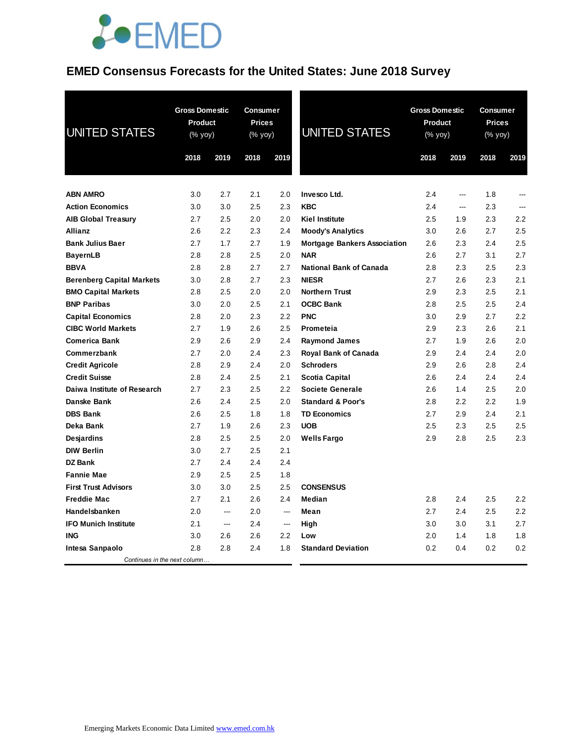# EMED Consensus Forecasts for the United States: June 2018 Survey

| UNITED STATES | Gross Domestic Product (% yoy) | | Consumer Prices (% yoy) | |
|---|---|---|---|---|
| | 2018 | 2019 | 2018 | 2019 |
| **ABN AMRO** | 3.0 | 2.7 | 2.1 | 2.0 |
| **Action Economics** | 3.0 | 3.0 | 2.5 | 2.3 |
| **AIB Global Treasury** | 2.7 | 2.5 | 2.0 | 2.0 |
| **Allianz** | 2.6 | 2.2 | 2.3 | 2.4 |
| **Bank Julius Baer** | 2.7 | 1.7 | 2.7 | 1.9 |
| **BayernLB** | 2.8 | 2.8 | 2.5 | 2.0 |
| **BBVA** | 2.8 | 2.8 | 2.7 | 2.7 |
| **Berenberg Capital Markets** | 3.0 | 2.8 | 2.7 | 2.3 |
| **BMO Capital Markets** | 2.8 | 2.5 | 2.0 | 2.0 |
| **BNP Paribas** | 3.0 | 2.0 | 2.5 | 2.1 |
| **Capital Economics** | 2.8 | 2.0 | 2.3 | 2.2 |
| **CIBC World Markets** | 2.7 | 1.9 | 2.6 | 2.5 |
| **Comerica Bank** | 2.9 | 2.6 | 2.9 | 2.4 |
| **Commerzbank** | 2.7 | 2.0 | 2.4 | 2.3 |
| **Credit Agricole** | 2.8 | 2.9 | 2.4 | 2.0 |
| **Credit Suisse** | 2.8 | 2.4 | 2.5 | 2.1 |
| **Daiwa Institute of Research** | 2.7 | 2.3 | 2.5 | 2.2 |
| **Danske Bank** | 2.6 | 2.4 | 2.5 | 2.0 |
| **DBS Bank** | 2.6 | 2.5 | 1.8 | 1.8 |
| **Deka Bank** | 2.7 | 1.9 | 2.6 | 2.3 |
| **Desjardins** | 2.8 | 2.5 | 2.5 | 2.0 |
| **DIW Berlin** | 3.0 | 2.7 | 2.5 | 2.1 |
| **DZ Bank** | 2.7 | 2.4 | 2.4 | 2.4 |
| **Fannie Mae** | 2.9 | 2.5 | 2.5 | 1.8 |
| **First Trust Advisors** | 3.0 | 3.0 | 2.5 | 2.5 |
| **Freddie Mac** | 2.7 | 2.1 | 2.6 | 2.4 |
| **Handelsbanken** | 2.0 | --- | 2.0 | --- |
| **IFO Munich Institute** | 2.1 | --- | 2.4 | --- |
| **ING** | 3.0 | 2.6 | 2.6 | 2.2 |
| **Intesa Sanpaolo** | 2.8 | 2.8 | 2.4 | 1.8 |
| **Invesco Ltd.** | 2.4 | --- | 1.8 | --- |
| **KBC** | 2.4 | --- | 2.3 | --- |
| **Kiel Institute** | 2.5 | 1.9 | 2.3 | 2.2 |
| **Moody's Analytics** | 3.0 | 2.6 | 2.7 | 2.5 |
| **Mortgage Bankers Association** | 2.6 | 2.3 | 2.4 | 2.5 |
| **NAR** | 2.6 | 2.7 | 3.1 | 2.7 |
| **National Bank of Canada** | 2.8 | 2.3 | 2.5 | 2.3 |
| **NIESR** | 2.7 | 2.6 | 2.3 | 2.1 |
| **Northern Trust** | 2.9 | 2.3 | 2.5 | 2.1 |
| **OCBC Bank** | 2.8 | 2.5 | 2.5 | 2.4 |
| **PNC** | 3.0 | 2.9 | 2.7 | 2.2 |
| **Prometeia** | 2.9 | 2.3 | 2.6 | 2.1 |
| **Raymond James** | 2.7 | 1.9 | 2.6 | 2.0 |
| **Royal Bank of Canada** | 2.9 | 2.4 | 2.4 | 2.0 |
| **Schroders** | 2.9 | 2.6 | 2.8 | 2.4 |
| **Scotia Capital** | 2.6 | 2.4 | 2.4 | 2.4 |
| **Societe Generale** | 2.6 | 1.4 | 2.5 | 2.0 |
| **Standard & Poor's** | 2.8 | 2.2 | 2.2 | 1.9 |
| **TD Economics** | 2.7 | 2.9 | 2.4 | 2.1 |
| **UOB** | 2.5 | 2.3 | 2.5 | 2.5 |
| **Wells Fargo** | 2.9 | 2.8 | 2.5 | 2.3 |
| **CONSENSUS** | | | | |
| **Median** | 2.8 | 2.4 | 2.5 | 2.2 |
| **Mean** | 2.7 | 2.4 | 2.5 | 2.2 |
| **High** | 3.0 | 3.0 | 3.1 | 2.7 |
| **Low** | 2.0 | 1.4 | 1.8 | 1.8 |
| **Standard Deviation** | 0.2 | 0.4 | 0.2 | 0.2 |

*Continues in the next column…*

Emerging Markets Economic Data Limited [www.emed.com.hk](http://www.emed.com.hk)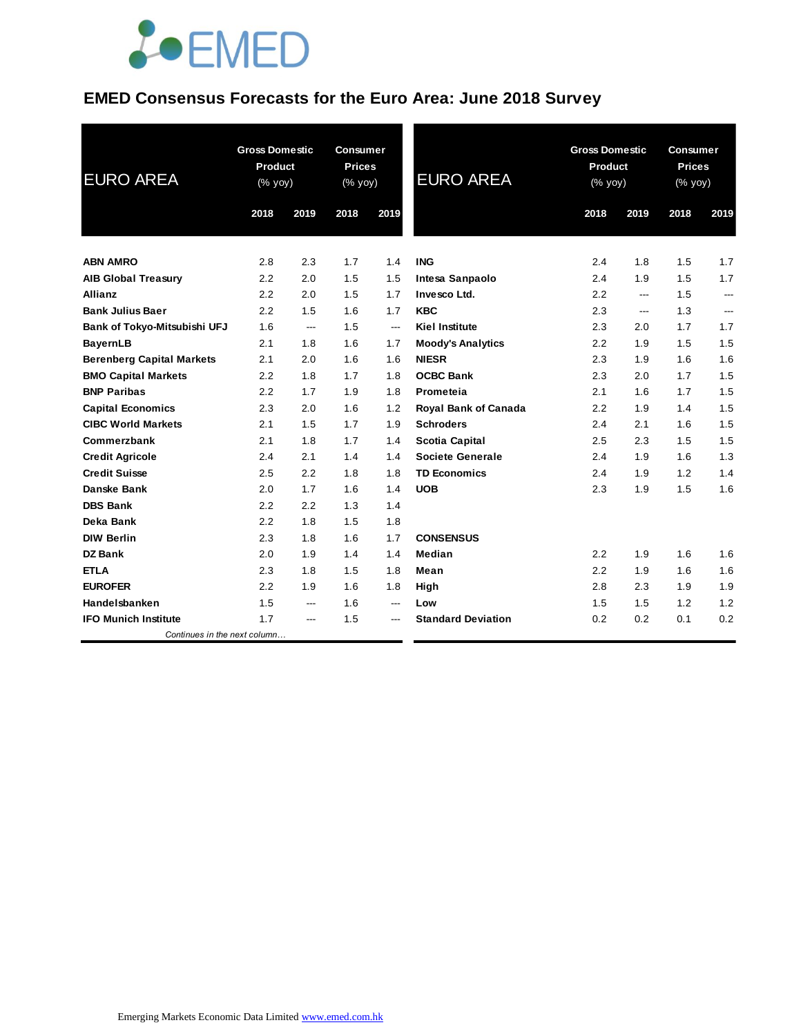EMED

# EMED Consensus Forecasts for the Euro Area: June 2018 Survey

| EURO AREA | Gross Domestic Product (% yoy) | | Consumer Prices (% yoy) | |
|---|---|---|---|---|
| | 2018 | 2019 | 2018 | 2019 |
| **ABN AMRO** | 2.8 | 2.3 | 1.7 | 1.4 |
| **AIB Global Treasury** | 2.2 | 2.0 | 1.5 | 1.5 |
| **Allianz** | 2.2 | 2.0 | 1.5 | 1.7 |
| **Bank Julius Baer** | 2.2 | 1.5 | 1.6 | 1.7 |
| **Bank of Tokyo-Mitsubishi UFJ** | 1.6 | --- | 1.5 | --- |
| **BayernLB** | 2.1 | 1.8 | 1.6 | 1.7 |
| **Berenberg Capital Markets** | 2.1 | 2.0 | 1.6 | 1.6 |
| **BMO Capital Markets** | 2.2 | 1.8 | 1.7 | 1.8 |
| **BNP Paribas** | 2.2 | 1.7 | 1.9 | 1.8 |
| **Capital Economics** | 2.3 | 2.0 | 1.6 | 1.2 |
| **CIBC World Markets** | 2.1 | 1.5 | 1.7 | 1.9 |
| **Commerzbank** | 2.1 | 1.8 | 1.7 | 1.4 |
| **Credit Agricole** | 2.4 | 2.1 | 1.4 | 1.4 |
| **Credit Suisse** | 2.5 | 2.2 | 1.8 | 1.8 |
| **Danske Bank** | 2.0 | 1.7 | 1.6 | 1.4 |
| **DBS Bank** | 2.2 | 2.2 | 1.3 | 1.4 |
| **Deka Bank** | 2.2 | 1.8 | 1.5 | 1.8 |
| **DIW Berlin** | 2.3 | 1.8 | 1.6 | 1.7 |
| **DZ Bank** | 2.0 | 1.9 | 1.4 | 1.4 |
| **ETLA** | 2.3 | 1.8 | 1.5 | 1.8 |
| **EUROFER** | 2.2 | 1.9 | 1.6 | 1.8 |
| **Handelsbanken** | 1.5 | --- | 1.6 | --- |
| **IFO Munich Institute** | 1.7 | --- | 1.5 | --- |
| **ING** | 2.4 | 1.8 | 1.5 | 1.7 |
| **Intesa Sanpaolo** | 2.4 | 1.9 | 1.5 | 1.7 |
| **Invesco Ltd.** | 2.2 | --- | 1.5 | --- |
| **KBC** | 2.3 | --- | 1.3 | --- |
| **Kiel Institute** | 2.3 | 2.0 | 1.7 | 1.7 |
| **Moody's Analytics** | 2.2 | 1.9 | 1.5 | 1.5 |
| **NIESR** | 2.3 | 1.9 | 1.6 | 1.6 |
| **OCBC Bank** | 2.3 | 2.0 | 1.7 | 1.5 |
| **Prometeia** | 2.1 | 1.6 | 1.7 | 1.5 |
| **Royal Bank of Canada** | 2.2 | 1.9 | 1.4 | 1.5 |
| **Schroders** | 2.4 | 2.1 | 1.6 | 1.5 |
| **Scotia Capital** | 2.5 | 2.3 | 1.5 | 1.5 |
| **Societe Generale** | 2.4 | 1.9 | 1.6 | 1.3 |
| **TD Economics** | 2.4 | 1.9 | 1.2 | 1.4 |
| **UOB** | 2.3 | 1.9 | 1.5 | 1.6 |
| **CONSENSUS** | | | | |
| **Median** | 2.2 | 1.9 | 1.6 | 1.6 |
| **Mean** | 2.2 | 1.9 | 1.6 | 1.6 |
| **High** | 2.8 | 2.3 | 1.9 | 1.9 |
| **Low** | 1.5 | 1.5 | 1.2 | 1.2 |
| **Standard Deviation** | 0.2 | 0.2 | 0.1 | 0.2 |

*Continues in the next column…*

Emerging Markets Economic Data Limited www.emed.com.hk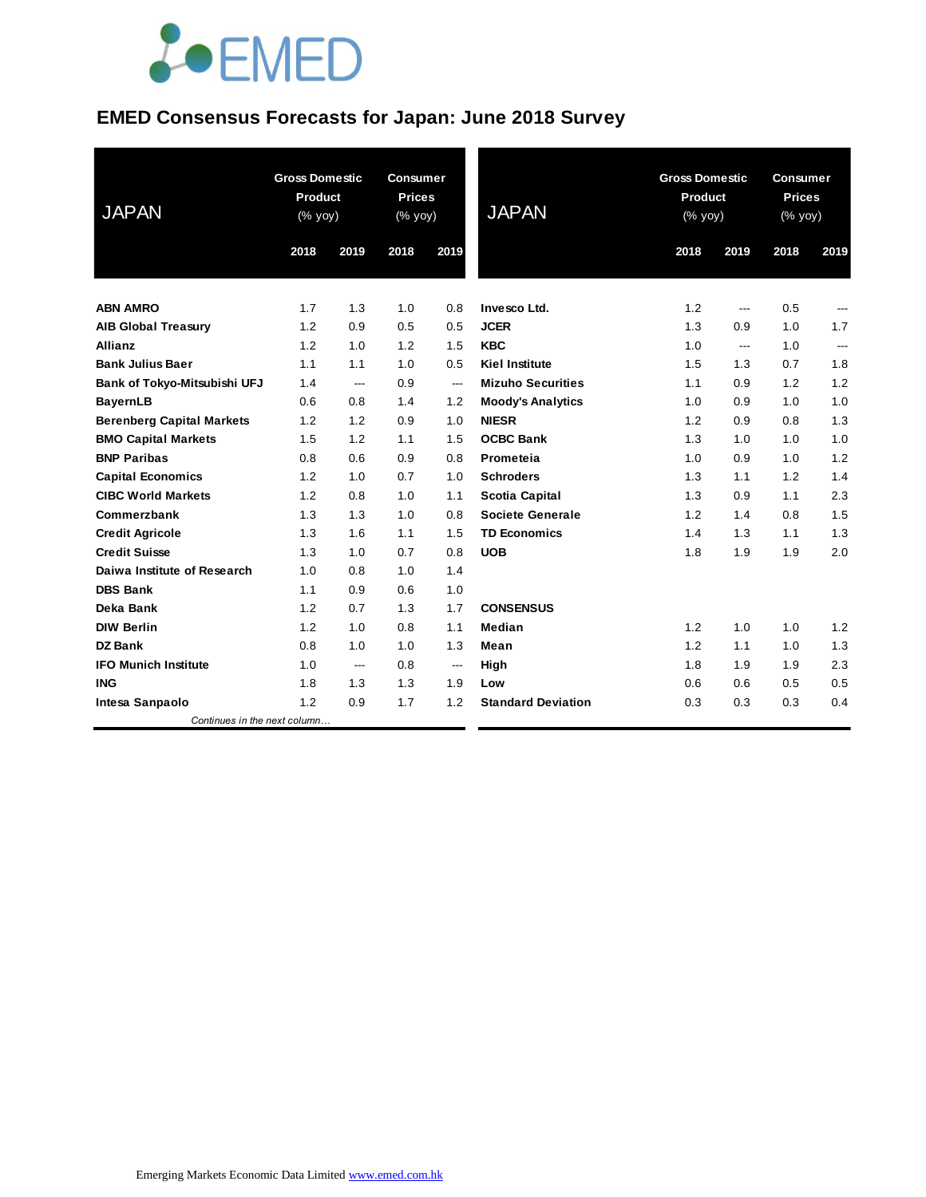# EMED Consensus Forecasts for Japan: June 2018 Survey

| JAPAN | Gross Domestic Product (% yoy) | | Consumer Prices (% yoy) | |
|---|---|---|---|---|
| | 2018 | 2019 | 2018 | 2019 |
| **ABN AMRO** | 1.7 | 1.3 | 1.0 | 0.8 |
| **AIB Global Treasury** | 1.2 | 0.9 | 0.5 | 0.5 |
| **Allianz** | 1.2 | 1.0 | 1.2 | 1.5 |
| **Bank Julius Baer** | 1.1 | 1.1 | 1.0 | 0.5 |
| **Bank of Tokyo-Mitsubishi UFJ** | 1.4 | --- | 0.9 | --- |
| **BayernLB** | 0.6 | 0.8 | 1.4 | 1.2 |
| **Berenberg Capital Markets** | 1.2 | 1.2 | 0.9 | 1.0 |
| **BMO Capital Markets** | 1.5 | 1.2 | 1.1 | 1.5 |
| **BNP Paribas** | 0.8 | 0.6 | 0.9 | 0.8 |
| **Capital Economics** | 1.2 | 1.0 | 0.7 | 1.0 |
| **CIBC World Markets** | 1.2 | 0.8 | 1.0 | 1.1 |
| **Commerzbank** | 1.3 | 1.3 | 1.0 | 0.8 |
| **Credit Agricole** | 1.3 | 1.6 | 1.1 | 1.5 |
| **Credit Suisse** | 1.3 | 1.0 | 0.7 | 0.8 |
| **Daiwa Institute of Research** | 1.0 | 0.8 | 1.0 | 1.4 |
| **DBS Bank** | 1.1 | 0.9 | 0.6 | 1.0 |
| **Deka Bank** | 1.2 | 0.7 | 1.3 | 1.7 |
| **DIW Berlin** | 1.2 | 1.0 | 0.8 | 1.1 |
| **DZ Bank** | 0.8 | 1.0 | 1.0 | 1.3 |
| **IFO Munich Institute** | 1.0 | --- | 0.8 | --- |
| **ING** | 1.8 | 1.3 | 1.3 | 1.9 |
| **Intesa Sanpaolo** | 1.2 | 0.9 | 1.7 | 1.2 |
| **Invesco Ltd.** | 1.2 | --- | 0.5 | --- |
| **JCER** | 1.3 | 0.9 | 1.0 | 1.7 |
| **KBC** | 1.0 | --- | 1.0 | --- |
| **Kiel Institute** | 1.5 | 1.3 | 0.7 | 1.8 |
| **Mizuho Securities** | 1.1 | 0.9 | 1.2 | 1.2 |
| **Moody's Analytics** | 1.0 | 0.9 | 1.0 | 1.0 |
| **NIESR** | 1.2 | 0.9 | 0.8 | 1.3 |
| **OCBC Bank** | 1.3 | 1.0 | 1.0 | 1.0 |
| **Prometeia** | 1.0 | 0.9 | 1.0 | 1.2 |
| **Schroders** | 1.3 | 1.1 | 1.2 | 1.4 |
| **Scotia Capital** | 1.3 | 0.9 | 1.1 | 2.3 |
| **Societe Generale** | 1.2 | 1.4 | 0.8 | 1.5 |
| **TD Economics** | 1.4 | 1.3 | 1.1 | 1.3 |
| **UOB** | 1.8 | 1.9 | 1.9 | 2.0 |
| **CONSENSUS** | | | | |
| **Median** | 1.2 | 1.0 | 1.0 | 1.2 |
| **Mean** | 1.2 | 1.1 | 1.0 | 1.3 |
| **High** | 1.8 | 1.9 | 1.9 | 2.3 |
| **Low** | 0.6 | 0.6 | 0.5 | 0.5 |
| **Standard Deviation** | 0.3 | 0.3 | 0.3 | 0.4 |

Emerging Markets Economic Data Limited www.emed.com.hk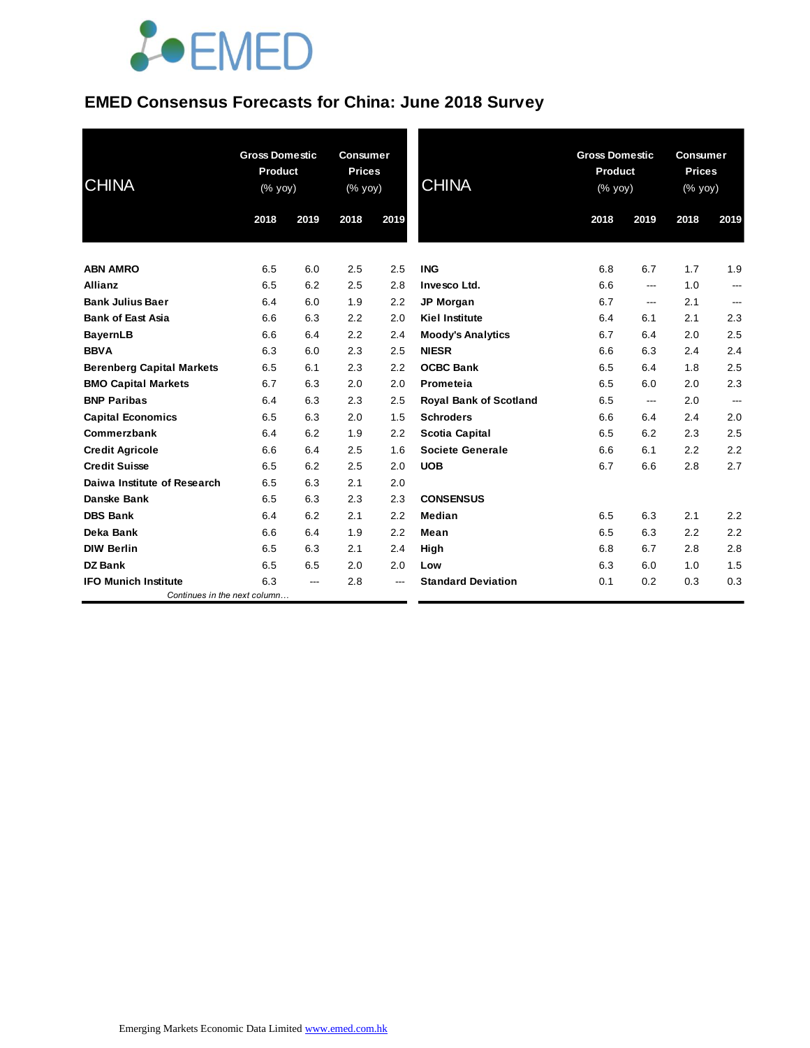# EMED Consensus Forecasts for China: June 2018 Survey

| CHINA | Gross Domestic Product (% yoy) | | Consumer Prices (% yoy) | |
|---|---|---|---|---|
| | 2018 | 2019 | 2018 | 2019 |
| **ABN AMRO** | 6.5 | 6.0 | 2.5 | 2.5 |
| **Allianz** | 6.5 | 6.2 | 2.5 | 2.8 |
| **Bank Julius Baer** | 6.4 | 6.0 | 1.9 | 2.2 |
| **Bank of East Asia** | 6.6 | 6.3 | 2.2 | 2.0 |
| **BayernLB** | 6.6 | 6.4 | 2.2 | 2.4 |
| **BBVA** | 6.3 | 6.0 | 2.3 | 2.5 |
| **Berenberg Capital Markets** | 6.5 | 6.1 | 2.3 | 2.2 |
| **BMO Capital Markets** | 6.7 | 6.3 | 2.0 | 2.0 |
| **BNP Paribas** | 6.4 | 6.3 | 2.3 | 2.5 |
| **Capital Economics** | 6.5 | 6.3 | 2.0 | 1.5 |
| **Commerzbank** | 6.4 | 6.2 | 1.9 | 2.2 |
| **Credit Agricole** | 6.6 | 6.4 | 2.5 | 1.6 |
| **Credit Suisse** | 6.5 | 6.2 | 2.5 | 2.0 |
| **Daiwa Institute of Research** | 6.5 | 6.3 | 2.1 | 2.0 |
| **Danske Bank** | 6.5 | 6.3 | 2.3 | 2.3 |
| **DBS Bank** | 6.4 | 6.2 | 2.1 | 2.2 |
| **Deka Bank** | 6.6 | 6.4 | 1.9 | 2.2 |
| **DIW Berlin** | 6.5 | 6.3 | 2.1 | 2.4 |
| **DZ Bank** | 6.5 | 6.5 | 2.0 | 2.0 |
| **IFO Munich Institute** | 6.3 | --- | 2.8 | --- |

*Continues in the next column…*

| CHINA | Gross Domestic Product (% yoy) | | Consumer Prices (% yoy) | |
|---|---|---|---|---|
| | 2018 | 2019 | 2018 | 2019 |
| **ING** | 6.8 | 6.7 | 1.7 | 1.9 |
| **Invesco Ltd.** | 6.6 | --- | 1.0 | --- |
| **JP Morgan** | 6.7 | --- | 2.1 | --- |
| **Kiel Institute** | 6.4 | 6.1 | 2.1 | 2.3 |
| **Moody's Analytics** | 6.7 | 6.4 | 2.0 | 2.5 |
| **NIESR** | 6.6 | 6.3 | 2.4 | 2.4 |
| **OCBC Bank** | 6.5 | 6.4 | 1.8 | 2.5 |
| **Prometeia** | 6.5 | 6.0 | 2.0 | 2.3 |
| **Royal Bank of Scotland** | 6.5 | --- | 2.0 | --- |
| **Schroders** | 6.6 | 6.4 | 2.4 | 2.0 |
| **Scotia Capital** | 6.5 | 6.2 | 2.3 | 2.5 |
| **Societe Generale** | 6.6 | 6.1 | 2.2 | 2.2 |
| **UOB** | 6.7 | 6.6 | 2.8 | 2.7 |
| | | | | |
| **CONSENSUS** | | | | |
| **Median** | 6.5 | 6.3 | 2.1 | 2.2 |
| **Mean** | 6.5 | 6.3 | 2.2 | 2.2 |
| **High** | 6.8 | 6.7 | 2.8 | 2.8 |
| **Low** | 6.3 | 6.0 | 1.0 | 1.5 |
| **Standard Deviation** | 0.1 | 0.2 | 0.3 | 0.3 |

Emerging Markets Economic Data Limited www.emed.com.hk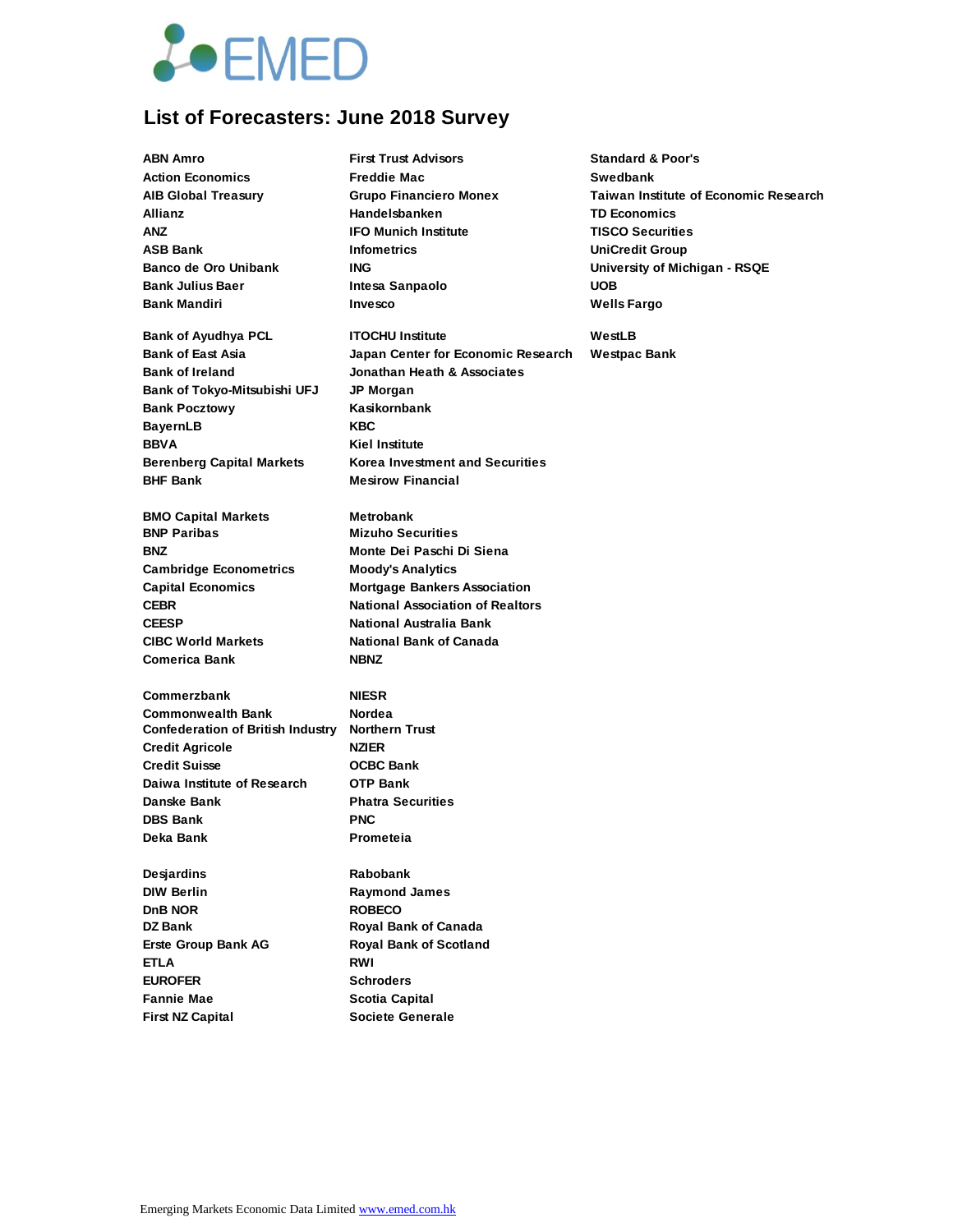EMED

## List of Forecasters: June 2018 Survey

**ABN Amro**
**Action Economics**
**AIB Global Treasury**
**Allianz**
**ANZ**
**ASB Bank**
**Banco de Oro Unibank**
**Bank Julius Baer**
**Bank Mandiri**

**Bank of Ayudhya PCL**
**Bank of East Asia**
**Bank of Ireland**
**Bank of Tokyo-Mitsubishi UFJ**
**Bank Pocztowy**
**BayernLB**
**BBVA**
**Berenberg Capital Markets**
**BHF Bank**

**BMO Capital Markets**
**BNP Paribas**
**BNZ**
**Cambridge Econometrics**
**Capital Economics**
**CEBR**
**CEESP**
**CIBC World Markets**
**Comerica Bank**

**Commerzbank**
**Commonwealth Bank**
**Confederation of British Industry**
**Credit Agricole**
**Credit Suisse**
**Daiwa Institute of Research**
**Danske Bank**
**DBS Bank**
**Deka Bank**

**Desjardins**
**DIW Berlin**
**DnB NOR**
**DZ Bank**
**Erste Group Bank AG**
**ETLA**
**EUROFER**
**Fannie Mae**
**First NZ Capital**

**First Trust Advisors**
**Freddie Mac**
**Grupo Financiero Monex**
**Handelsbanken**
**IFO Munich Institute**
**Infometrics**
**ING**
**Intesa Sanpaolo**
**Invesco**

**ITOCHU Institute**
**Japan Center for Economic Research**
**Jonathan Heath & Associates**
**JP Morgan**
**Kasikornbank**
**KBC**
**Kiel Institute**
**Korea Investment and Securities**
**Mesirow Financial**

**Metrobank**
**Mizuho Securities**
**Monte Dei Paschi Di Siena**
**Moody's Analytics**
**Mortgage Bankers Association**
**National Association of Realtors**
**National Australia Bank**
**National Bank of Canada**
**NBNZ**

**NIESR**
**Nordea**
**Northern Trust**
**NZIER**
**OCBC Bank**
**OTP Bank**
**Phatra Securities**
**PNC**
**Prometeia**

**Rabobank**
**Raymond James**
**ROBECO**
**Royal Bank of Canada**
**Royal Bank of Scotland**
**RWI**
**Schroders**
**Scotia Capital**
**Societe Generale**

**Standard & Poor's**
**Swedbank**
**Taiwan Institute of Economic Research**
**TD Economics**
**TISCO Securities**
**UniCredit Group**
**University of Michigan - RSQE**
**UOB**
**Wells Fargo**

**WestLB**
**Westpac Bank**

Emerging Markets Economic Data Limited www.emed.com.hk